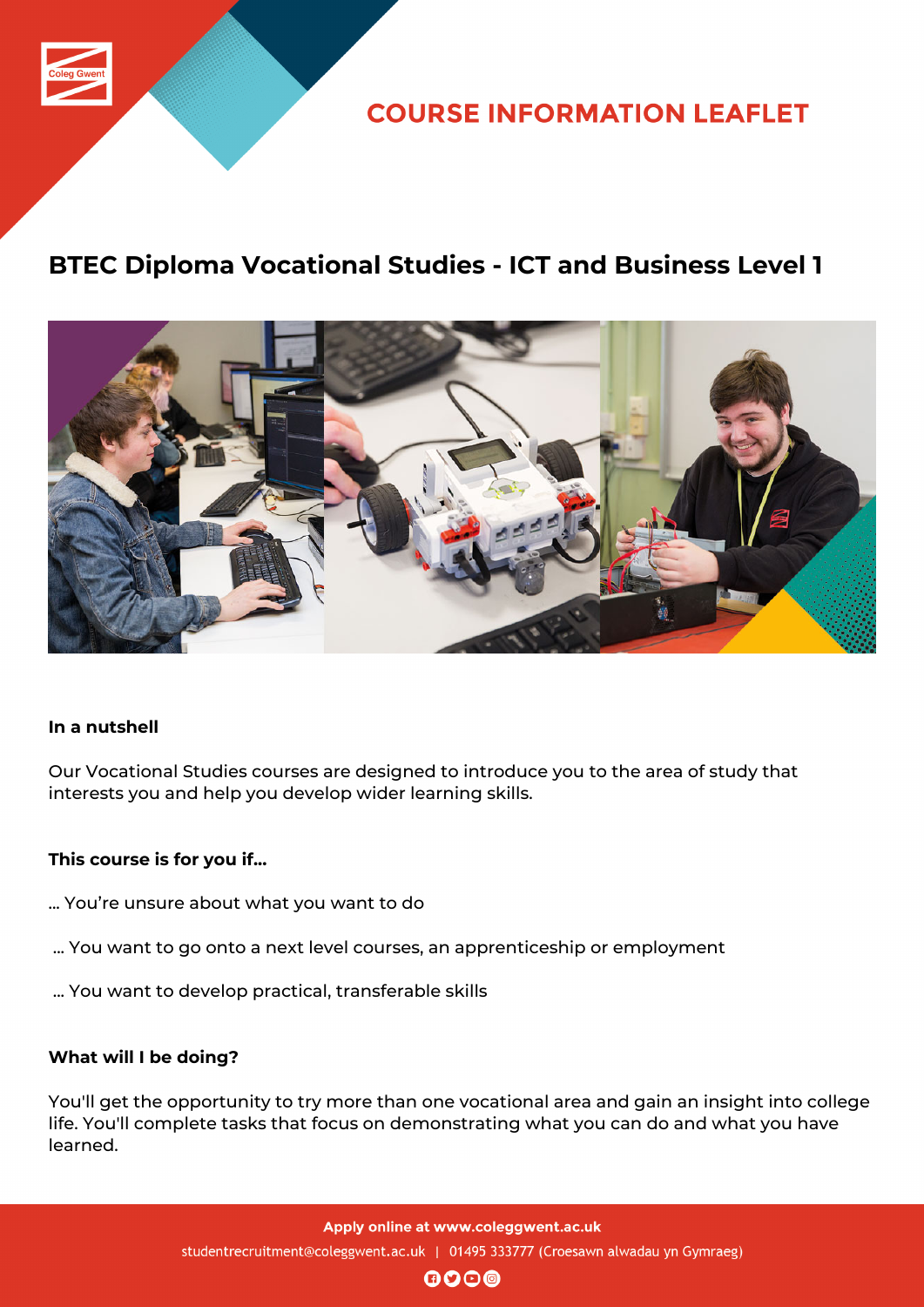# COURSE INFORMATION LEAFLET

## BTEC Diploma Vocational Studies - ICT and Business Level 1

**In a nutshell**

Our Vocational Studies courses are designed to introduce you to the area of study that interests you and help you develop wider learning skills.

**This course is for you if...**

... You're unsure about what you want to do

... You want to go onto a next level courses, an apprenticeship or employment

... You want to develop practical, transferable skills

**What will I be doing?**

You'll get the opportunity to try more than one vocational area and gain an insight into college life. You'll complete tasks that focus on demonstrating what you can do and what you have learned.

**Apply online at www.coleggwent.ac.uk**

studentrecruitment@coleggwent.ac.uk | 01495 333777 (Croesawn alwadau yn Gymraeg)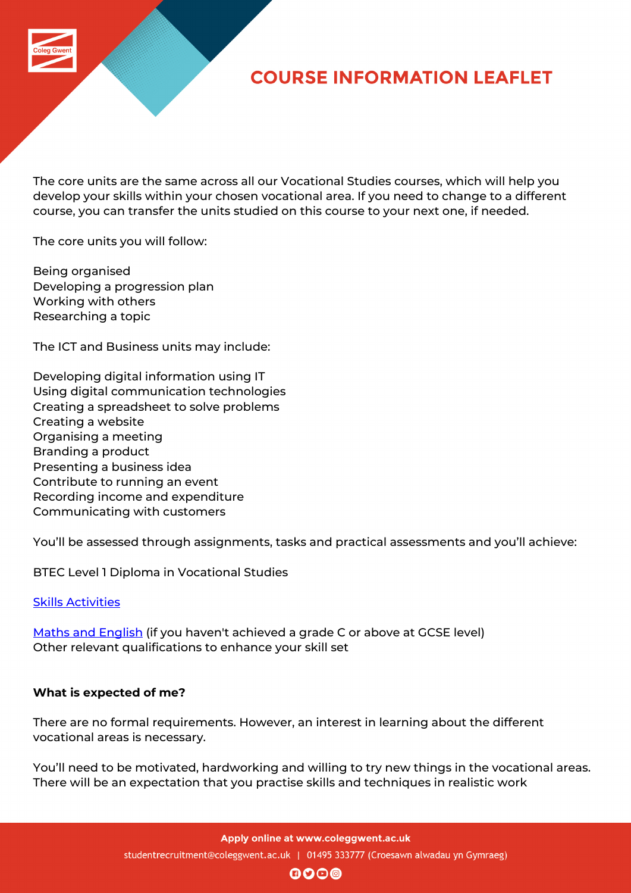The core units are the same across all our Vocational Studies courses, which will help you develop your skills within your chosen vocational area. If you need to change to a different course, you can transfer the units studied on this course to your next one, if needed.

The core units you will follow:

Being organised
Developing a progression plan
Working with others
Researching a topic

The ICT and Business units may include:

Developing digital information using IT
Using digital communication technologies
Creating a spreadsheet to solve problems
Creating a website
Organising a meeting
Branding a product
Presenting a business idea
Contribute to running an event
Recording income and expenditure
Communicating with customers

You'll be assessed through assignments, tasks and practical assessments and you'll achieve:

BTEC Level 1 Diploma in Vocational Studies

Skills Activities

Maths and English (if you haven't achieved a grade C or above at GCSE level)
Other relevant qualifications to enhance your skill set

**What is expected of me?**

There are no formal requirements. However, an interest in learning about the different vocational areas is necessary.

You'll need to be motivated, hardworking and willing to try new things in the vocational areas. There will be an expectation that you practise skills and techniques in realistic work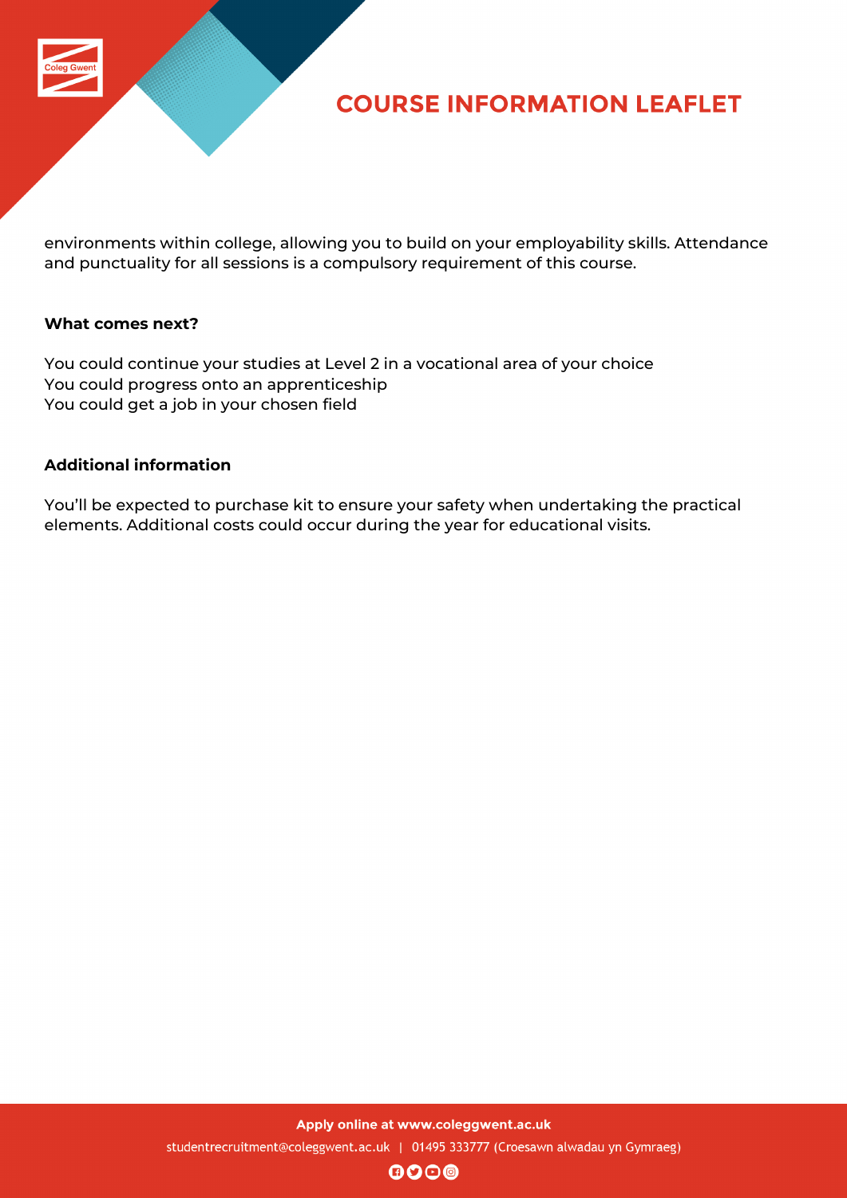environments within college, allowing you to build on your employability skills. Attendance and punctuality for all sessions is a compulsory requirement of this course.

**What comes next?**

You could continue your studies at Level 2 in a vocational area of your choice
You could progress onto an apprenticeship
You could get a job in your chosen field

**Additional information**

You'll be expected to purchase kit to ensure your safety when undertaking the practical elements. Additional costs could occur during the year for educational visits.